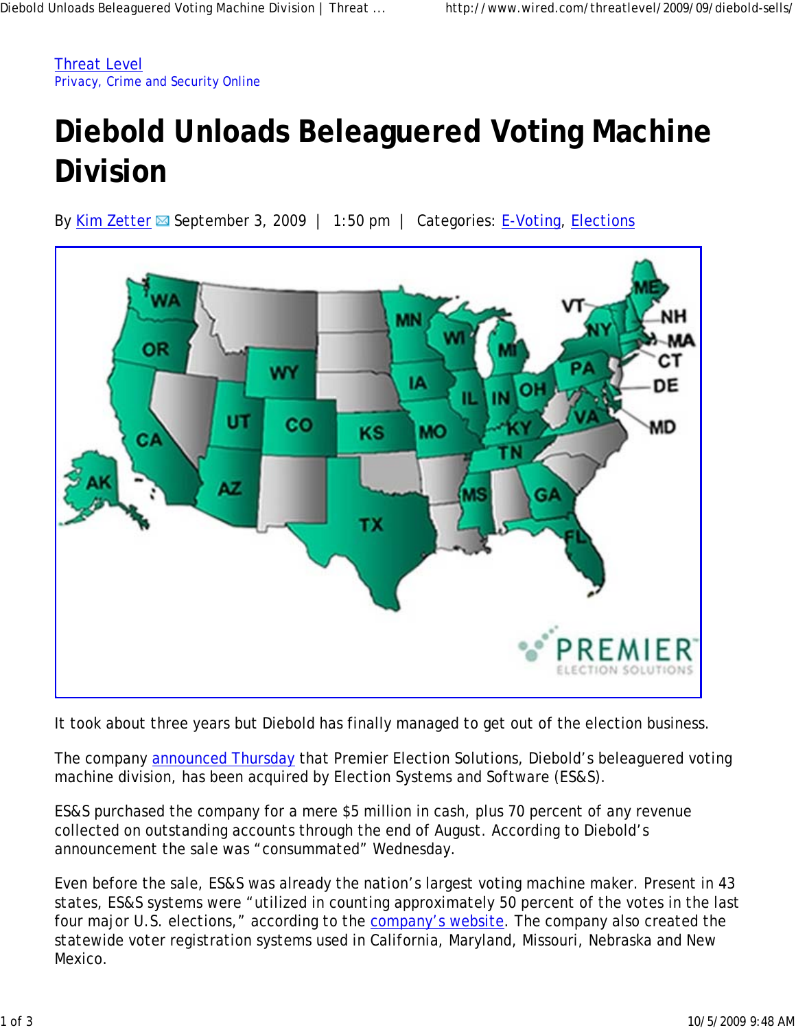Threat Level
Privacy, Crime and Security Online

# Diebold Unloads Beleaguered Voting Machine Division

By Kim Zetter September 3, 2009 | 1:50 pm | Categories: E-Voting, Elections

It took about three years but Diebold has finally managed to get out of the election business.

The company announced Thursday that Premier Election Solutions, Diebold's beleaguered voting machine division, has been acquired by Election Systems and Software (ES&S).

ES&S purchased the company for a mere $5 million in cash, plus 70 percent of any revenue collected on outstanding accounts through the end of August. According to Diebold's announcement the sale was "consummated" Wednesday.

Even before the sale, ES&S was already the nation's largest voting machine maker. Present in 43 states, ES&S systems were "utilized in counting approximately 50 percent of the votes in the last four major U.S. elections," according to the company's website. The company also created the statewide voter registration systems used in California, Maryland, Missouri, Nebraska and New Mexico.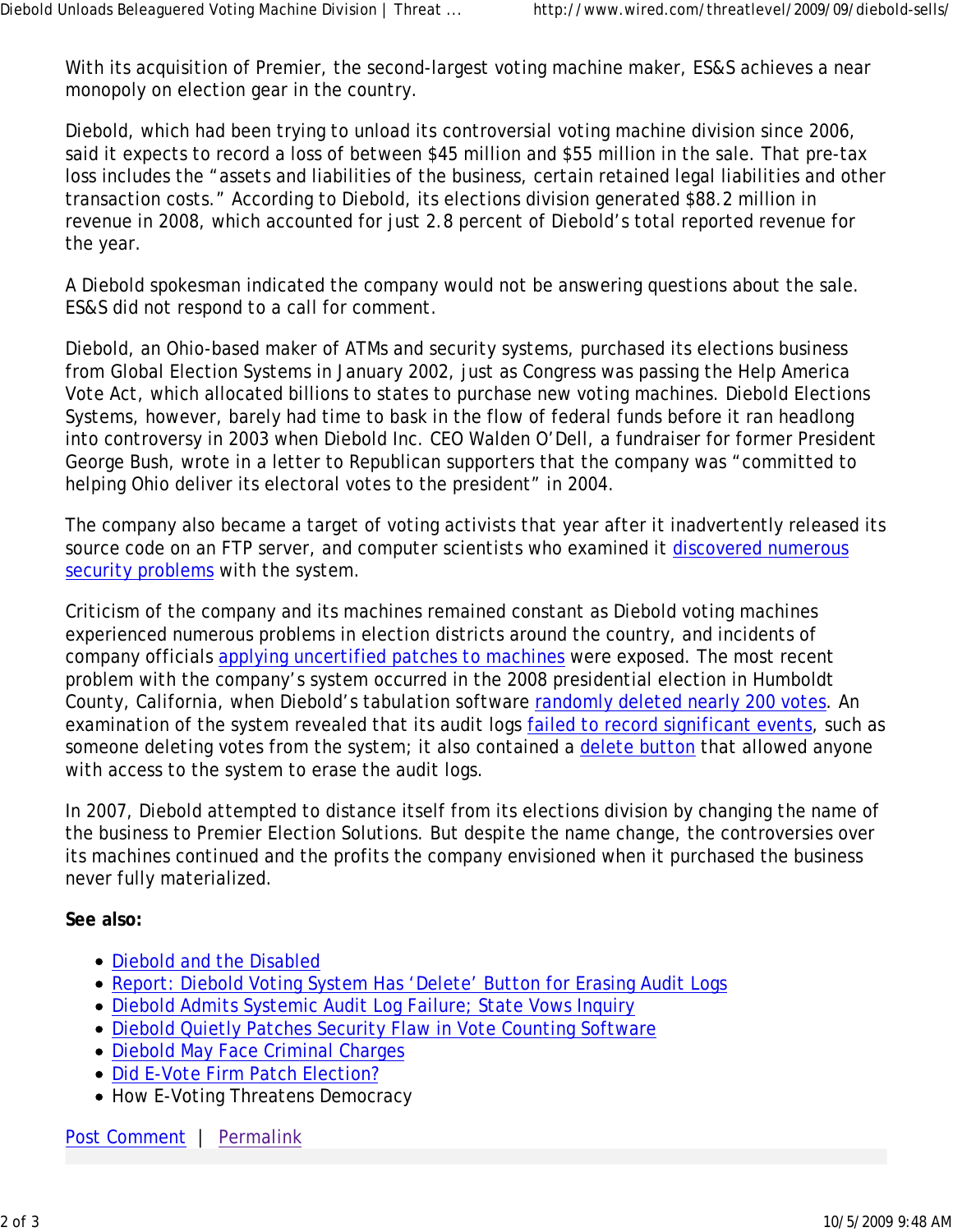With its acquisition of Premier, the second-largest voting machine maker, ES&S achieves a near monopoly on election gear in the country.

Diebold, which had been trying to unload its controversial voting machine division since 2006, said it expects to record a loss of between $45 million and $55 million in the sale. That pre-tax loss includes the "assets and liabilities of the business, certain retained legal liabilities and other transaction costs." According to Diebold, its elections division generated $88.2 million in revenue in 2008, which accounted for just 2.8 percent of Diebold's total reported revenue for the year.

A Diebold spokesman indicated the company would not be answering questions about the sale. ES&S did not respond to a call for comment.

Diebold, an Ohio-based maker of ATMs and security systems, purchased its elections business from Global Election Systems in January 2002, just as Congress was passing the Help America Vote Act, which allocated billions to states to purchase new voting machines. Diebold Elections Systems, however, barely had time to bask in the flow of federal funds before it ran headlong into controversy in 2003 when Diebold Inc. CEO Walden O'Dell, a fundraiser for former President George Bush, wrote in a letter to Republican supporters that the company was "committed to helping Ohio deliver its electoral votes to the president" in 2004.

The company also became a target of voting activists that year after it inadvertently released its source code on an FTP server, and computer scientists who examined it discovered numerous security problems with the system.

Criticism of the company and its machines remained constant as Diebold voting machines experienced numerous problems in election districts around the country, and incidents of company officials applying uncertified patches to machines were exposed. The most recent problem with the company's system occurred in the 2008 presidential election in Humboldt County, California, when Diebold's tabulation software randomly deleted nearly 200 votes. An examination of the system revealed that its audit logs failed to record significant events, such as someone deleting votes from the system; it also contained a delete button that allowed anyone with access to the system to erase the audit logs.

In 2007, Diebold attempted to distance itself from its elections division by changing the name of the business to Premier Election Solutions. But despite the name change, the controversies over its machines continued and the profits the company envisioned when it purchased the business never fully materialized.

**See also:**

- Diebold and the Disabled
- Report: Diebold Voting System Has 'Delete' Button for Erasing Audit Logs
- Diebold Admits Systemic Audit Log Failure; State Vows Inquiry
- Diebold Quietly Patches Security Flaw in Vote Counting Software
- Diebold May Face Criminal Charges
- Did E-Vote Firm Patch Election?
- How E-Voting Threatens Democracy

Post Comment | Permalink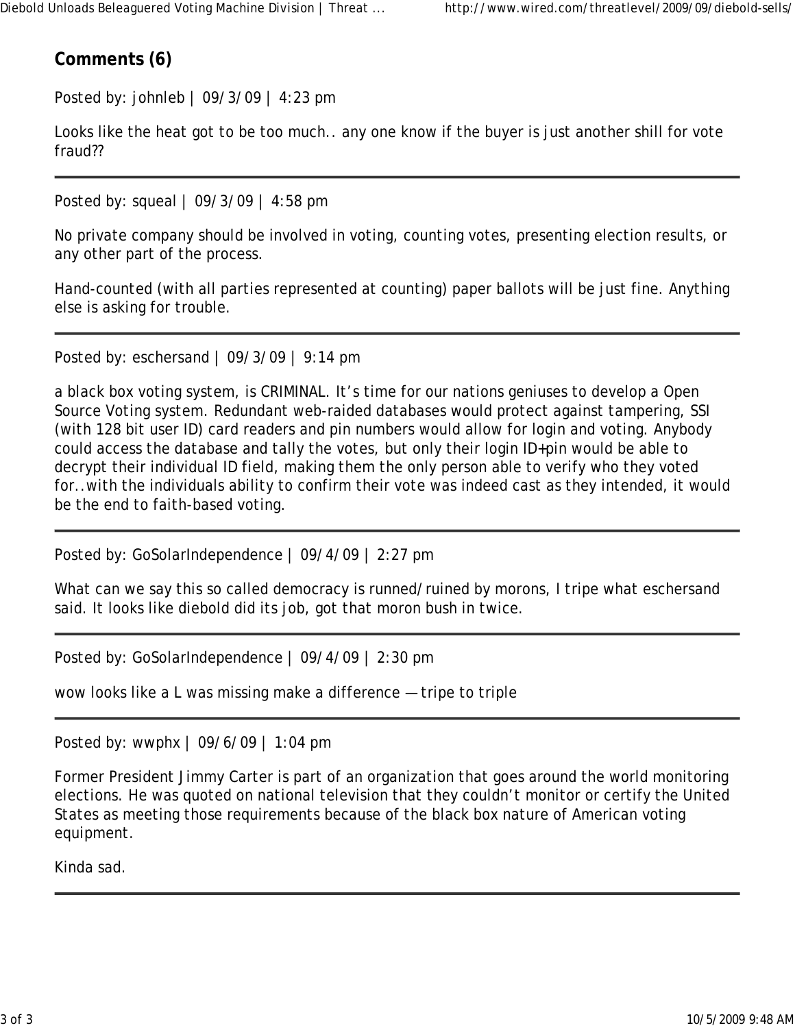## Comments (6)

Posted by: johnleb | 09/3/09 | 4:23 pm

Looks like the heat got to be too much.. any one know if the buyer is just another shill for vote fraud??

---

Posted by: squeal | 09/3/09 | 4:58 pm

No private company should be involved in voting, counting votes, presenting election results, or any other part of the process.

Hand-counted (with all parties represented at counting) paper ballots will be just fine. Anything else is asking for trouble.

---

Posted by: eschersand | 09/3/09 | 9:14 pm

a black box voting system, is CRIMINAL. It's time for our nations geniuses to develop a Open Source Voting system. Redundant web-raided databases would protect against tampering, SSI (with 128 bit user ID) card readers and pin numbers would allow for login and voting. Anybody could access the database and tally the votes, but only their login ID+pin would be able to decrypt their individual ID field, making them the only person able to verify who they voted for..with the individuals ability to confirm their vote was indeed cast as they intended, it would be the end to faith-based voting.

---

Posted by: GoSolarIndependence | 09/4/09 | 2:27 pm

What can we say this so called democracy is runned/ruined by morons, I tripe what eschersand said. It looks like diebold did its job, got that moron bush in twice.

---

Posted by: GoSolarIndependence | 09/4/09 | 2:30 pm

wow looks like a L was missing make a difference — tripe to triple

---

Posted by: wwphx | 09/6/09 | 1:04 pm

Former President Jimmy Carter is part of an organization that goes around the world monitoring elections. He was quoted on national television that they couldn't monitor or certify the United States as meeting those requirements because of the black box nature of American voting equipment.

Kinda sad.

---